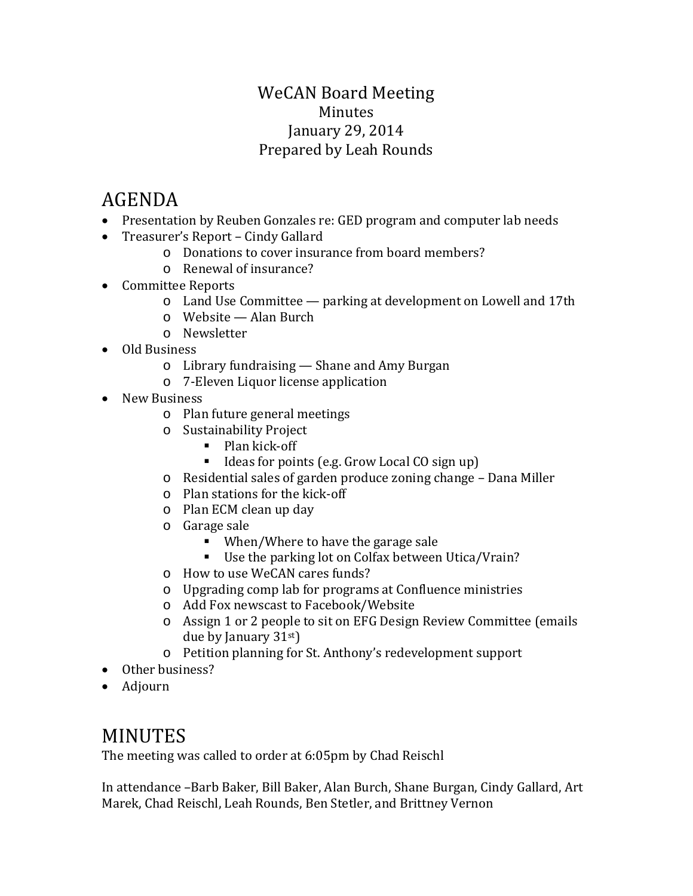WeCAN Board Meeting

Minutes

January 29, 2014

Prepared by Leah Rounds

# AGENDA

- Presentation by Reuben Gonzales re: GED program and computer lab needs
- Treasurer's Report – Cindy Gallard
  - Donations to cover insurance from board members?
  - Renewal of insurance?
- Committee Reports
  - Land Use Committee — parking at development on Lowell and 17th
  - Website — Alan Burch
  - Newsletter
- Old Business
  - Library fundraising — Shane and Amy Burgan
  - 7-Eleven Liquor license application
- New Business
  - Plan future general meetings
  - Sustainability Project
    - Plan kick-off
    - Ideas for points (e.g. Grow Local CO sign up)
  - Residential sales of garden produce zoning change – Dana Miller
  - Plan stations for the kick-off
  - Plan ECM clean up day
  - Garage sale
    - When/Where to have the garage sale
    - Use the parking lot on Colfax between Utica/Vrain?
  - How to use WeCAN cares funds?
  - Upgrading comp lab for programs at Confluence ministries
  - Add Fox newscast to Facebook/Website
  - Assign 1 or 2 people to sit on EFG Design Review Committee (emails due by January 31st)
  - Petition planning for St. Anthony's redevelopment support
- Other business?
- Adjourn

# MINUTES

The meeting was called to order at 6:05pm by Chad Reischl

In attendance –Barb Baker, Bill Baker, Alan Burch, Shane Burgan, Cindy Gallard, Art Marek, Chad Reischl, Leah Rounds, Ben Stetler, and Brittney Vernon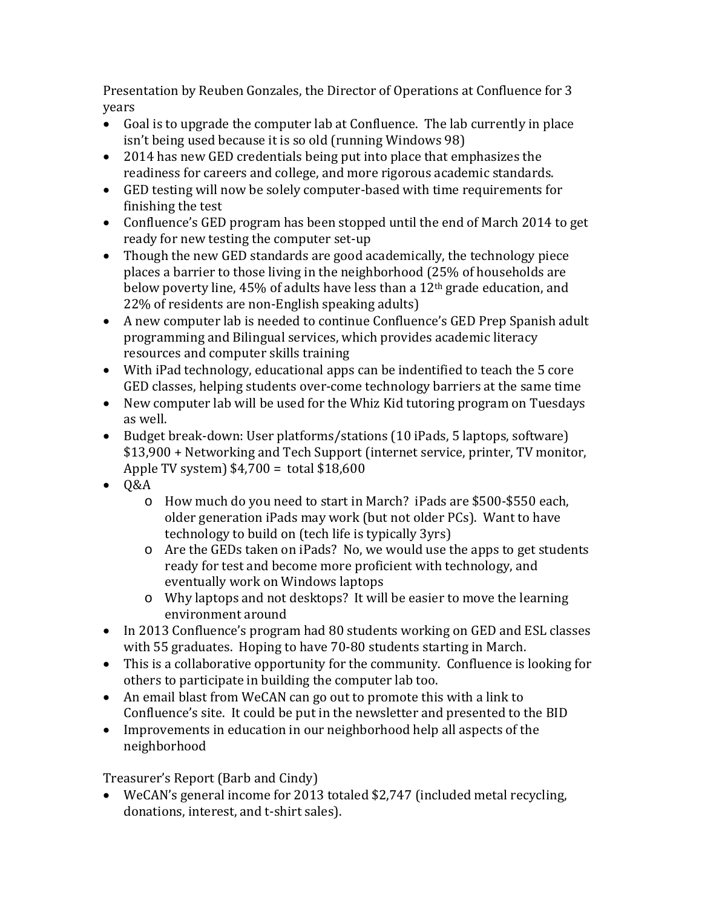Presentation by Reuben Gonzales, the Director of Operations at Confluence for 3 years

- Goal is to upgrade the computer lab at Confluence. The lab currently in place isn't being used because it is so old (running Windows 98)
- 2014 has new GED credentials being put into place that emphasizes the readiness for careers and college, and more rigorous academic standards.
- GED testing will now be solely computer-based with time requirements for finishing the test
- Confluence's GED program has been stopped until the end of March 2014 to get ready for new testing the computer set-up
- Though the new GED standards are good academically, the technology piece places a barrier to those living in the neighborhood (25% of households are below poverty line, 45% of adults have less than a 12th grade education, and 22% of residents are non-English speaking adults)
- A new computer lab is needed to continue Confluence's GED Prep Spanish adult programming and Bilingual services, which provides academic literacy resources and computer skills training
- With iPad technology, educational apps can be indentified to teach the 5 core GED classes, helping students over-come technology barriers at the same time
- New computer lab will be used for the Whiz Kid tutoring program on Tuesdays as well.
- Budget break-down: User platforms/stations (10 iPads, 5 laptops, software) $13,900 + Networking and Tech Support (internet service, printer, TV monitor, Apple TV system) $4,700 = total $18,600
- Q&A
  - How much do you need to start in March? iPads are $500-$550 each, older generation iPads may work (but not older PCs). Want to have technology to build on (tech life is typically 3yrs)
  - Are the GEDs taken on iPads? No, we would use the apps to get students ready for test and become more proficient with technology, and eventually work on Windows laptops
  - Why laptops and not desktops? It will be easier to move the learning environment around
- In 2013 Confluence's program had 80 students working on GED and ESL classes with 55 graduates. Hoping to have 70-80 students starting in March.
- This is a collaborative opportunity for the community. Confluence is looking for others to participate in building the computer lab too.
- An email blast from WeCAN can go out to promote this with a link to Confluence's site. It could be put in the newsletter and presented to the BID
- Improvements in education in our neighborhood help all aspects of the neighborhood

Treasurer's Report (Barb and Cindy)

- WeCAN's general income for 2013 totaled $2,747 (included metal recycling, donations, interest, and t-shirt sales).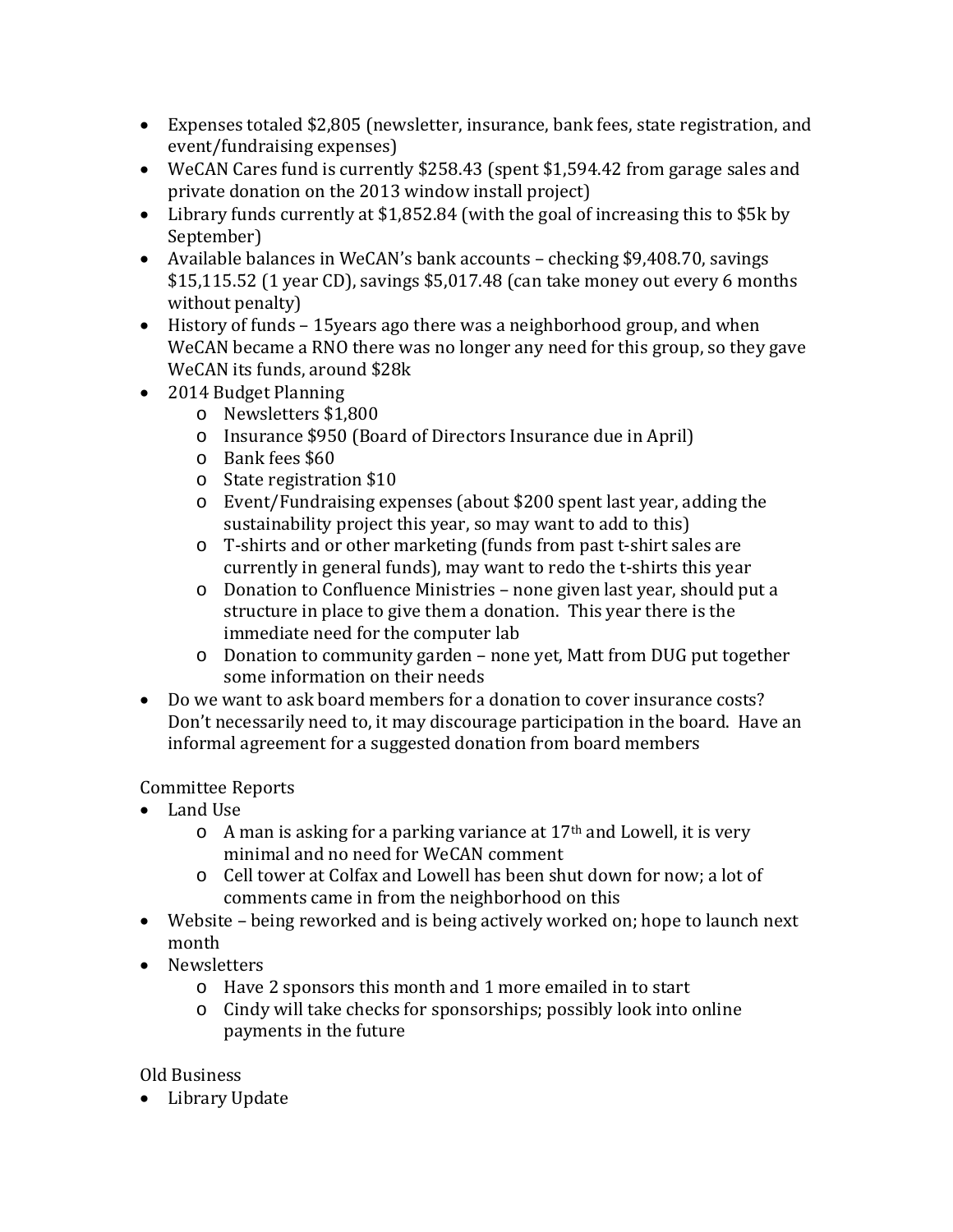- Expenses totaled $2,805 (newsletter, insurance, bank fees, state registration, and event/fundraising expenses)
- WeCAN Cares fund is currently $258.43 (spent $1,594.42 from garage sales and private donation on the 2013 window install project)
- Library funds currently at $1,852.84 (with the goal of increasing this to $5k by September)
- Available balances in WeCAN's bank accounts – checking $9,408.70, savings $15,115.52 (1 year CD), savings $5,017.48 (can take money out every 6 months without penalty)
- History of funds – 15years ago there was a neighborhood group, and when WeCAN became a RNO there was no longer any need for this group, so they gave WeCAN its funds, around $28k
- 2014 Budget Planning
  - Newsletters $1,800
  - Insurance $950 (Board of Directors Insurance due in April)
  - Bank fees $60
  - State registration $10
  - Event/Fundraising expenses (about $200 spent last year, adding the sustainability project this year, so may want to add to this)
  - T-shirts and or other marketing (funds from past t-shirt sales are currently in general funds), may want to redo the t-shirts this year
  - Donation to Confluence Ministries – none given last year, should put a structure in place to give them a donation. This year there is the immediate need for the computer lab
  - Donation to community garden – none yet, Matt from DUG put together some information on their needs
- Do we want to ask board members for a donation to cover insurance costs? Don't necessarily need to, it may discourage participation in the board. Have an informal agreement for a suggested donation from board members

Committee Reports

- Land Use
  - A man is asking for a parking variance at 17th and Lowell, it is very minimal and no need for WeCAN comment
  - Cell tower at Colfax and Lowell has been shut down for now; a lot of comments came in from the neighborhood on this
- Website – being reworked and is being actively worked on; hope to launch next month
- Newsletters
  - Have 2 sponsors this month and 1 more emailed in to start
  - Cindy will take checks for sponsorships; possibly look into online payments in the future

Old Business

- Library Update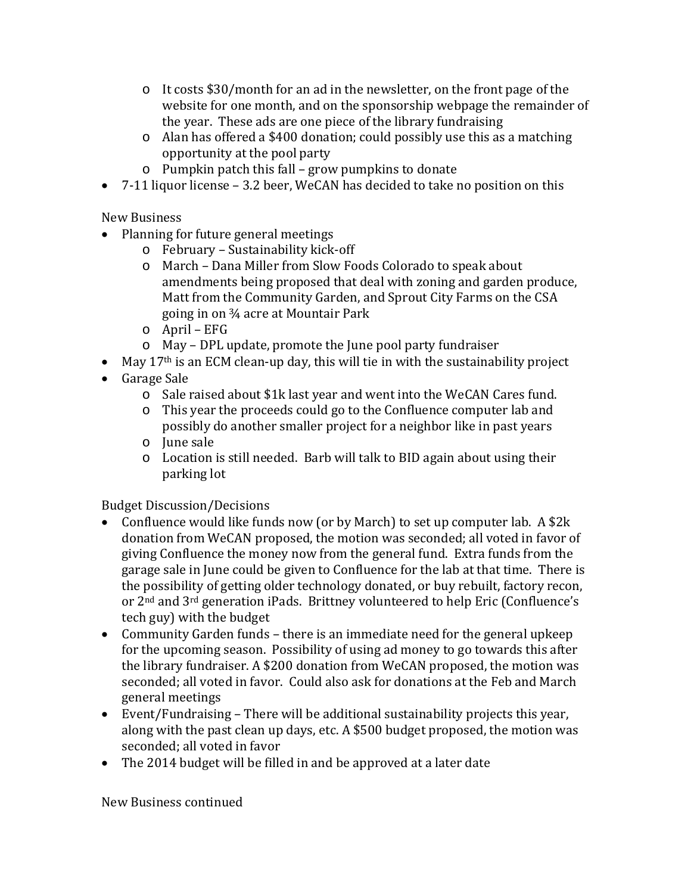- It costs $30/month for an ad in the newsletter, on the front page of the website for one month, and on the sponsorship webpage the remainder of the year. These ads are one piece of the library fundraising
  - Alan has offered a $400 donation; could possibly use this as a matching opportunity at the pool party
  - Pumpkin patch this fall – grow pumpkins to donate
- 7-11 liquor license – 3.2 beer, WeCAN has decided to take no position on this

New Business

- Planning for future general meetings
  - February – Sustainability kick-off
  - March – Dana Miller from Slow Foods Colorado to speak about amendments being proposed that deal with zoning and garden produce, Matt from the Community Garden, and Sprout City Farms on the CSA going in on ¾ acre at Mountair Park
  - April – EFG
  - May – DPL update, promote the June pool party fundraiser
- May 17th is an ECM clean-up day, this will tie in with the sustainability project
- Garage Sale
  - Sale raised about $1k last year and went into the WeCAN Cares fund.
  - This year the proceeds could go to the Confluence computer lab and possibly do another smaller project for a neighbor like in past years
  - June sale
  - Location is still needed. Barb will talk to BID again about using their parking lot

Budget Discussion/Decisions

- Confluence would like funds now (or by March) to set up computer lab. A $2k donation from WeCAN proposed, the motion was seconded; all voted in favor of giving Confluence the money now from the general fund. Extra funds from the garage sale in June could be given to Confluence for the lab at that time. There is the possibility of getting older technology donated, or buy rebuilt, factory recon, or 2nd and 3rd generation iPads. Brittney volunteered to help Eric (Confluence's tech guy) with the budget
- Community Garden funds – there is an immediate need for the general upkeep for the upcoming season. Possibility of using ad money to go towards this after the library fundraiser. A $200 donation from WeCAN proposed, the motion was seconded; all voted in favor. Could also ask for donations at the Feb and March general meetings
- Event/Fundraising – There will be additional sustainability projects this year, along with the past clean up days, etc. A $500 budget proposed, the motion was seconded; all voted in favor
- The 2014 budget will be filled in and be approved at a later date

New Business continued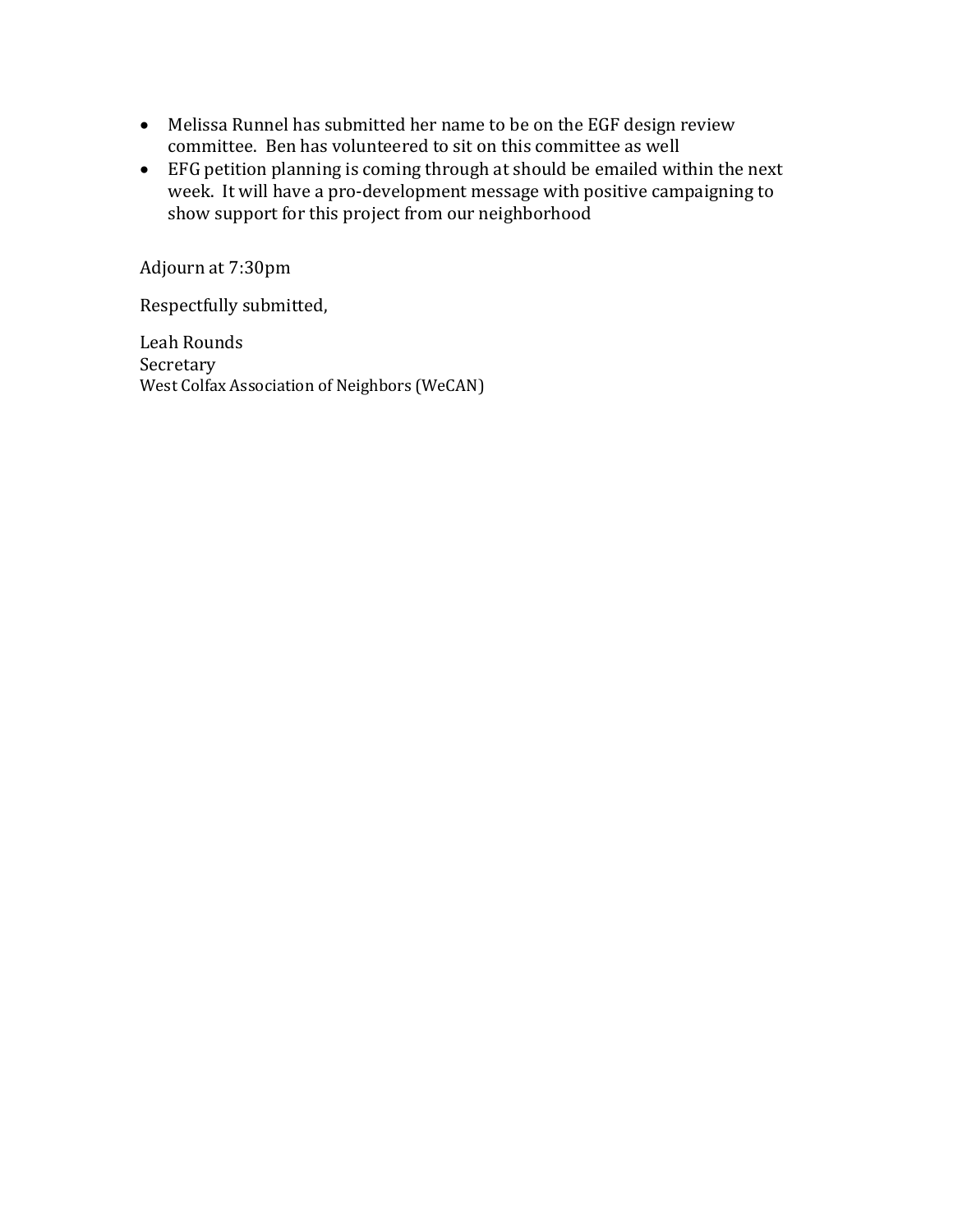- Melissa Runnel has submitted her name to be on the EGF design review committee. Ben has volunteered to sit on this committee as well
- EFG petition planning is coming through at should be emailed within the next week. It will have a pro-development message with positive campaigning to show support for this project from our neighborhood

Adjourn at 7:30pm

Respectfully submitted,

Leah Rounds
Secretary
West Colfax Association of Neighbors (WeCAN)